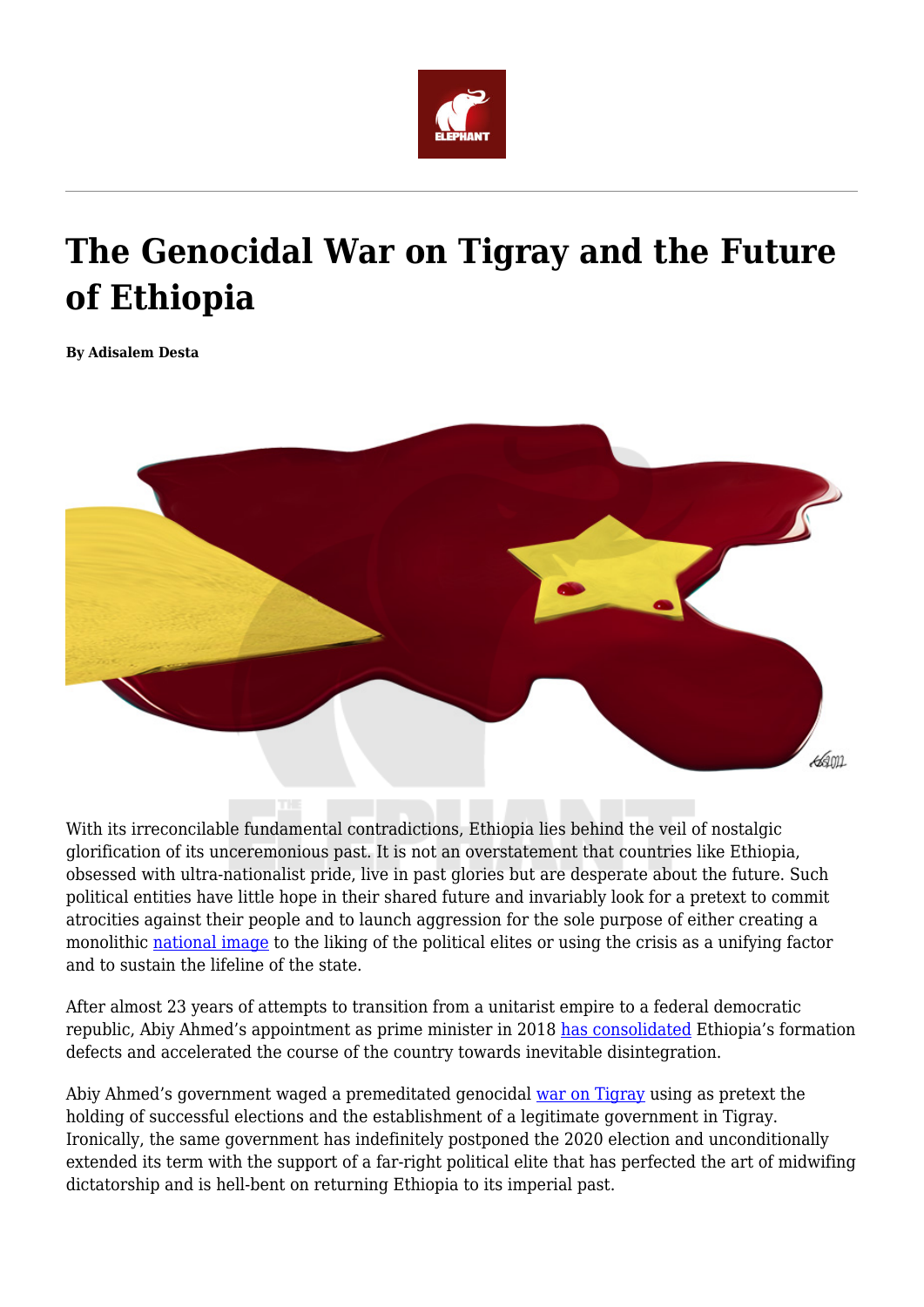# The Genocidal War on Tigray and the Future of Ethiopia

**By Adisalem Desta**

With its irreconcilable fundamental contradictions, Ethiopia lies behind the veil of nostalgic glorification of its unceremonious past. It is not an overstatement that countries like Ethiopia, obsessed with ultra-nationalist pride, live in past glories but are desperate about the future. Such political entities have little hope in their shared future and invariably look for a pretext to commit atrocities against their people and to launch aggression for the sole purpose of either creating a monolithic national image to the liking of the political elites or using the crisis as a unifying factor and to sustain the lifeline of the state.

After almost 23 years of attempts to transition from a unitarist empire to a federal democratic republic, Abiy Ahmed's appointment as prime minister in 2018 has consolidated Ethiopia's formation defects and accelerated the course of the country towards inevitable disintegration.

Abiy Ahmed's government waged a premeditated genocidal war on Tigray using as pretext the holding of successful elections and the establishment of a legitimate government in Tigray. Ironically, the same government has indefinitely postponed the 2020 election and unconditionally extended its term with the support of a far-right political elite that has perfected the art of midwifing dictatorship and is hell-bent on returning Ethiopia to its imperial past.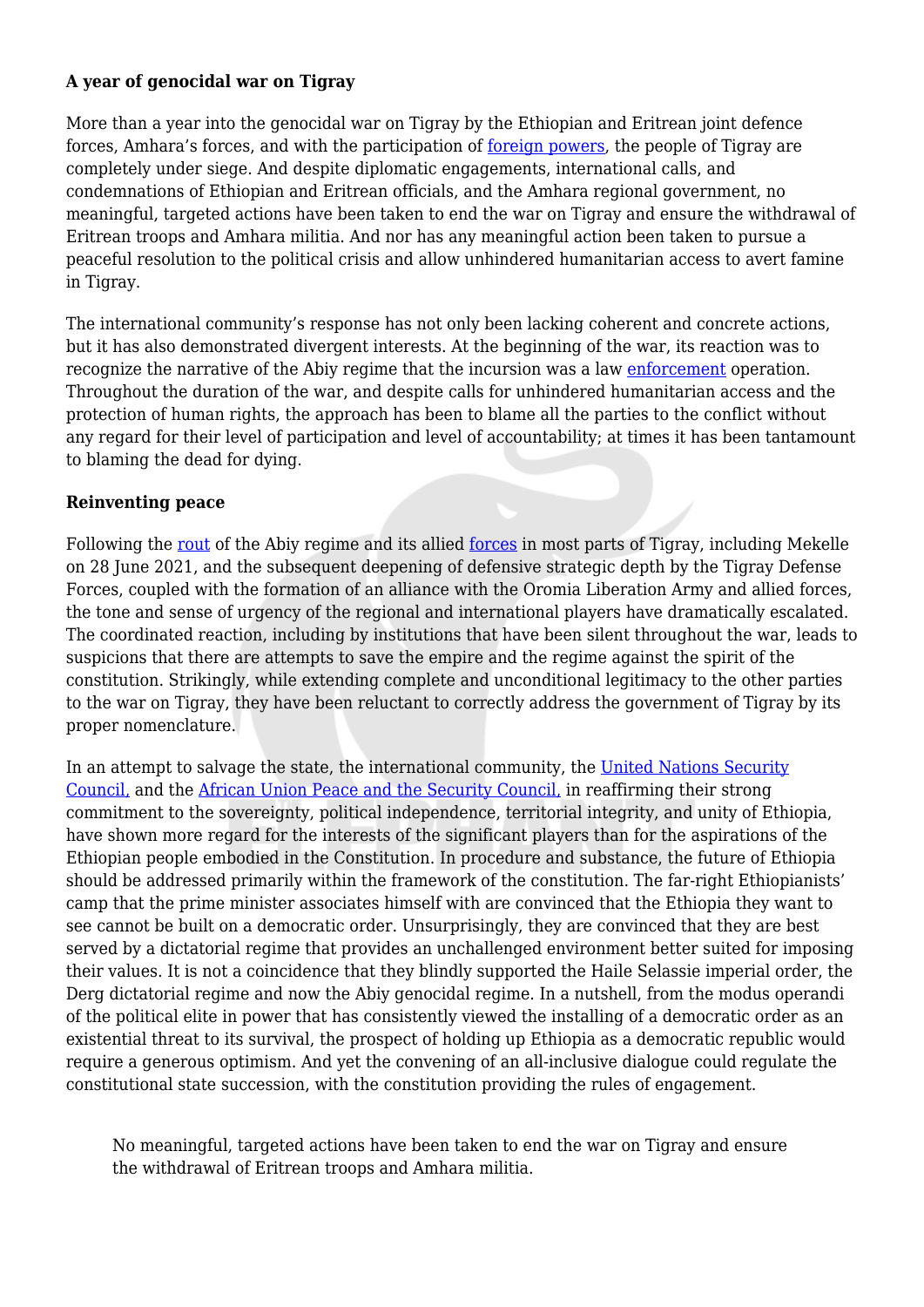**A year of genocidal war on Tigray**

More than a year into the genocidal war on Tigray by the Ethiopian and Eritrean joint defence forces, Amhara's forces, and with the participation of foreign powers, the people of Tigray are completely under siege. And despite diplomatic engagements, international calls, and condemnations of Ethiopian and Eritrean officials, and the Amhara regional government, no meaningful, targeted actions have been taken to end the war on Tigray and ensure the withdrawal of Eritrean troops and Amhara militia. And nor has any meaningful action been taken to pursue a peaceful resolution to the political crisis and allow unhindered humanitarian access to avert famine in Tigray.

The international community's response has not only been lacking coherent and concrete actions, but it has also demonstrated divergent interests. At the beginning of the war, its reaction was to recognize the narrative of the Abiy regime that the incursion was a law enforcement operation. Throughout the duration of the war, and despite calls for unhindered humanitarian access and the protection of human rights, the approach has been to blame all the parties to the conflict without any regard for their level of participation and level of accountability; at times it has been tantamount to blaming the dead for dying.

**Reinventing peace**

Following the rout of the Abiy regime and its allied forces in most parts of Tigray, including Mekelle on 28 June 2021, and the subsequent deepening of defensive strategic depth by the Tigray Defense Forces, coupled with the formation of an alliance with the Oromia Liberation Army and allied forces, the tone and sense of urgency of the regional and international players have dramatically escalated. The coordinated reaction, including by institutions that have been silent throughout the war, leads to suspicions that there are attempts to save the empire and the regime against the spirit of the constitution. Strikingly, while extending complete and unconditional legitimacy to the other parties to the war on Tigray, they have been reluctant to correctly address the government of Tigray by its proper nomenclature.

In an attempt to salvage the state, the international community, the United Nations Security Council, and the African Union Peace and the Security Council, in reaffirming their strong commitment to the sovereignty, political independence, territorial integrity, and unity of Ethiopia, have shown more regard for the interests of the significant players than for the aspirations of the Ethiopian people embodied in the Constitution. In procedure and substance, the future of Ethiopia should be addressed primarily within the framework of the constitution. The far-right Ethiopianists' camp that the prime minister associates himself with are convinced that the Ethiopia they want to see cannot be built on a democratic order. Unsurprisingly, they are convinced that they are best served by a dictatorial regime that provides an unchallenged environment better suited for imposing their values. It is not a coincidence that they blindly supported the Haile Selassie imperial order, the Derg dictatorial regime and now the Abiy genocidal regime. In a nutshell, from the modus operandi of the political elite in power that has consistently viewed the installing of a democratic order as an existential threat to its survival, the prospect of holding up Ethiopia as a democratic republic would require a generous optimism. And yet the convening of an all-inclusive dialogue could regulate the constitutional state succession, with the constitution providing the rules of engagement.

> No meaningful, targeted actions have been taken to end the war on Tigray and ensure the withdrawal of Eritrean troops and Amhara militia.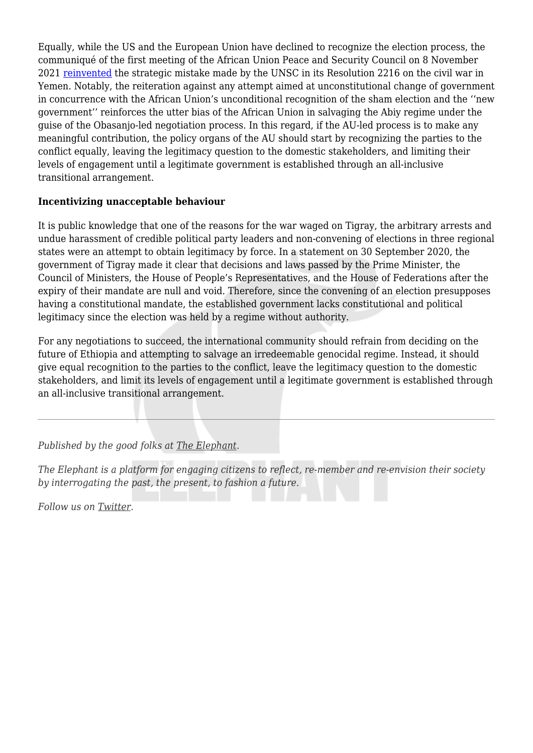Equally, while the US and the European Union have declined to recognize the election process, the communiqué of the first meeting of the African Union Peace and Security Council on 8 November 2021 reinvented the strategic mistake made by the UNSC in its Resolution 2216 on the civil war in Yemen. Notably, the reiteration against any attempt aimed at unconstitutional change of government in concurrence with the African Union's unconditional recognition of the sham election and the ''new government'' reinforces the utter bias of the African Union in salvaging the Abiy regime under the guise of the Obasanjo-led negotiation process. In this regard, if the AU-led process is to make any meaningful contribution, the policy organs of the AU should start by recognizing the parties to the conflict equally, leaving the legitimacy question to the domestic stakeholders, and limiting their levels of engagement until a legitimate government is established through an all-inclusive transitional arrangement.

**Incentivizing unacceptable behaviour**

It is public knowledge that one of the reasons for the war waged on Tigray, the arbitrary arrests and undue harassment of credible political party leaders and non-convening of elections in three regional states were an attempt to obtain legitimacy by force. In a statement on 30 September 2020, the government of Tigray made it clear that decisions and laws passed by the Prime Minister, the Council of Ministers, the House of People's Representatives, and the House of Federations after the expiry of their mandate are null and void. Therefore, since the convening of an election presupposes having a constitutional mandate, the established government lacks constitutional and political legitimacy since the election was held by a regime without authority.

For any negotiations to succeed, the international community should refrain from deciding on the future of Ethiopia and attempting to salvage an irredeemable genocidal regime. Instead, it should give equal recognition to the parties to the conflict, leave the legitimacy question to the domestic stakeholders, and limit its levels of engagement until a legitimate government is established through an all-inclusive transitional arrangement.

---

*Published by the good folks at The Elephant.*

*The Elephant is a platform for engaging citizens to reflect, re-member and re-envision their society by interrogating the past, the present, to fashion a future.*

*Follow us on Twitter.*